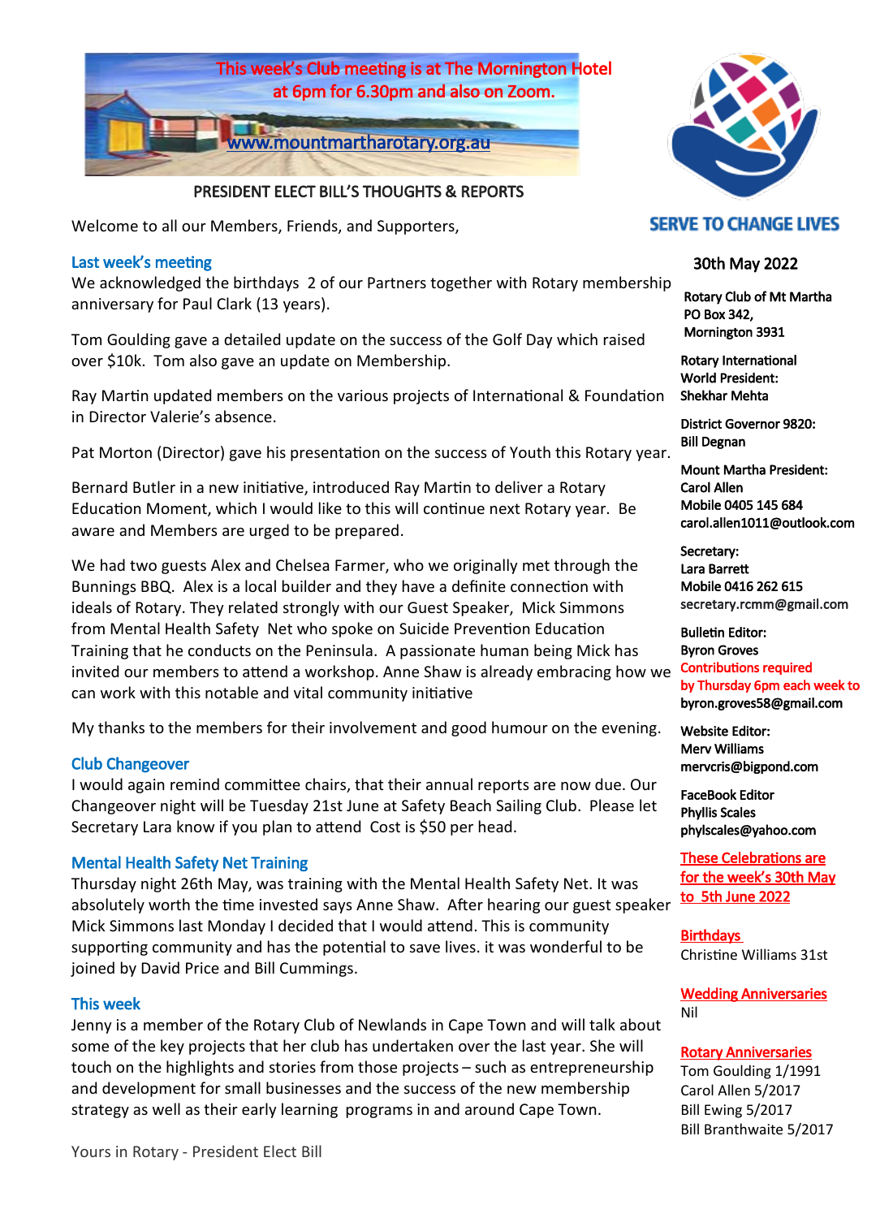This week's Club meeting is at The Mornington Hotel at 6pm for 6.30pm and also on Zoom.

www.mountmartharotary.org.au

## PRESIDENT ELECT BILL'S THOUGHTS & REPORTS

Welcome to all our Members, Friends, and Supporters,

### Last week's meeting

We acknowledged the birthdays 2 of our Partners together with Rotary membership anniversary for Paul Clark (13 years).

Tom Goulding gave a detailed update on the success of the Golf Day which raised over $10k. Tom also gave an update on Membership.

Ray Martin updated members on the various projects of International & Foundation in Director Valerie's absence.

Pat Morton (Director) gave his presentation on the success of Youth this Rotary year.

Bernard Butler in a new initiative, introduced Ray Martin to deliver a Rotary Education Moment, which I would like to this will continue next Rotary year. Be aware and Members are urged to be prepared.

We had two guests Alex and Chelsea Farmer, who we originally met through the Bunnings BBQ. Alex is a local builder and they have a definite connection with ideals of Rotary. They related strongly with our Guest Speaker, Mick Simmons from Mental Health Safety Net who spoke on Suicide Prevention Education Training that he conducts on the Peninsula. A passionate human being Mick has invited our members to attend a workshop. Anne Shaw is already embracing how we can work with this notable and vital community initiative

My thanks to the members for their involvement and good humour on the evening.

### Club Changeover

I would again remind committee chairs, that their annual reports are now due. Our Changeover night will be Tuesday 21st June at Safety Beach Sailing Club. Please let Secretary Lara know if you plan to attend Cost is $50 per head.

### Mental Health Safety Net Training

Thursday night 26th May, was training with the Mental Health Safety Net. It was absolutely worth the time invested says Anne Shaw. After hearing our guest speaker Mick Simmons last Monday I decided that I would attend. This is community supporting community and has the potential to save lives. it was wonderful to be joined by David Price and Bill Cummings.

### This week

Jenny is a member of the Rotary Club of Newlands in Cape Town and will talk about some of the key projects that her club has undertaken over the last year. She will touch on the highlights and stories from those projects – such as entrepreneurship and development for small businesses and the success of the new membership strategy as well as their early learning programs in and around Cape Town.

Yours in Rotary - President Elect Bill

---

**SERVE TO CHANGE LIVES**

**30th May 2022**

**Rotary Club of Mt Martha**
**PO Box 342,**
**Mornington 3931**

**Rotary International World President:**
**Shekhar Mehta**

**District Governor 9820:**
**Bill Degnan**

**Mount Martha President:**
**Carol Allen**
**Mobile 0405 145 684**
**carol.allen1011@outlook.com**

**Secretary:**
**Lara Barrett**
**Mobile 0416 262 615**
**secretary.rcmm@gmail.com**

**Bulletin Editor:**
**Byron Groves**
**Contributions required by Thursday 6pm each week to**
**byron.groves58@gmail.com**

**Website Editor:**
**Merv Williams**
**mervcris@bigpond.com**

**FaceBook Editor**
**Phyllis Scales**
**phylscales@yahoo.com**

These Celebrations are for the week's 30th May to 5th June 2022

**Birthdays**
Christine Williams 31st

**Wedding Anniversaries**
Nil

**Rotary Anniversaries**
Tom Goulding 1/1991
Carol Allen 5/2017
Bill Ewing 5/2017
Bill Branthwaite 5/2017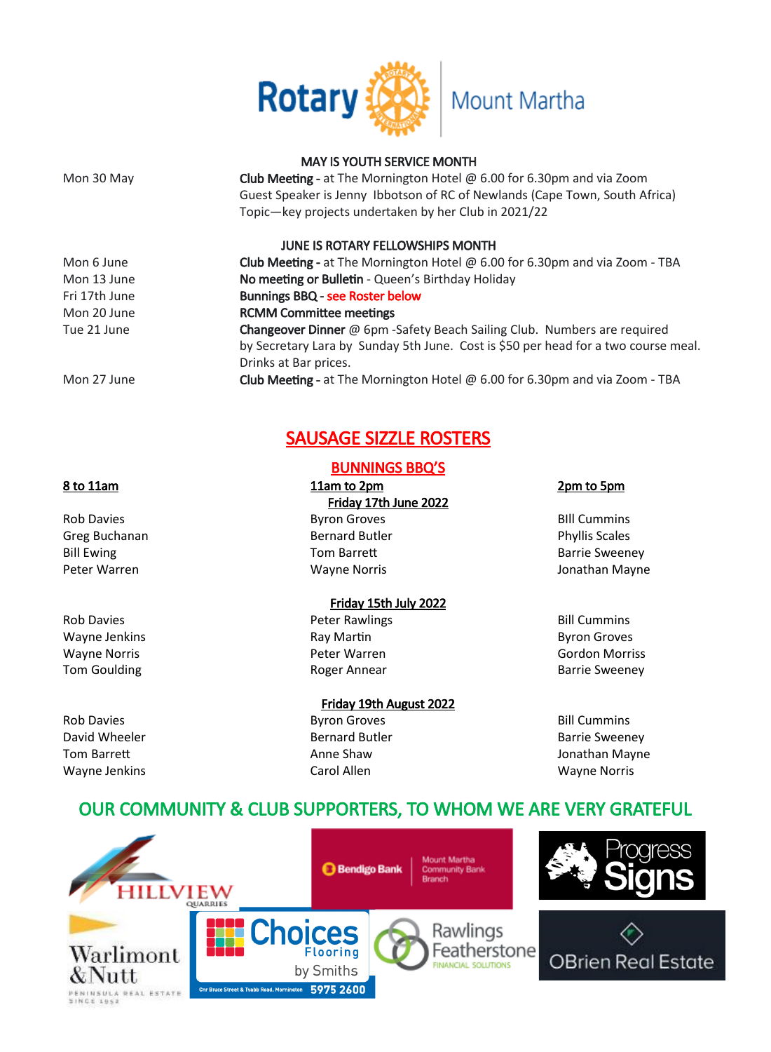# Rotary Mount Martha

**MAY IS YOUTH SERVICE MONTH**

| | |
|---|---|
| Mon 30 May | **Club Meeting** - at The Mornington Hotel @ 6.00 for 6.30pm and via Zoom<br>Guest Speaker is Jenny Ibbotson of RC of Newlands (Cape Town, South Africa)<br>Topic—key projects undertaken by her Club in 2021/22 |

**JUNE IS ROTARY FELLOWSHIPS MONTH**

| | |
|---|---|
| Mon 6 June | **Club Meeting** - at The Mornington Hotel @ 6.00 for 6.30pm and via Zoom - TBA |
| Mon 13 June | **No meeting or Bulletin** - Queen's Birthday Holiday |
| Fri 17th June | **Bunnings BBQ** - see Roster below |
| Mon 20 June | **RCMM Committee meetings** |
| Tue 21 June | **Changeover Dinner** @ 6pm -Safety Beach Sailing Club. Numbers are required by Secretary Lara by Sunday 5th June. Cost is $50 per head for a two course meal. Drinks at Bar prices. |
| Mon 27 June | **Club Meeting** - at The Mornington Hotel @ 6.00 for 6.30pm and via Zoom - TBA |

## SAUSAGE SIZZLE ROSTERS

### BUNNINGS BBQ'S

| 8 to 11am | 11am to 2pm | 2pm to 5pm |
|---|---|---|
| | **Friday 17th June 2022** | |
| Rob Davies | Byron Groves | BIll Cummins |
| Greg Buchanan | Bernard Butler | Phyllis Scales |
| Bill Ewing | Tom Barrett | Barrie Sweeney |
| Peter Warren | Wayne Norris | Jonathan Mayne |
| | **Friday 15th July 2022** | |
| Rob Davies | Peter Rawlings | Bill Cummins |
| Wayne Jenkins | Ray Martin | Byron Groves |
| Wayne Norris | Peter Warren | Gordon Morriss |
| Tom Goulding | Roger Annear | Barrie Sweeney |
| | **Friday 19th August 2022** | |
| Rob Davies | Byron Groves | Bill Cummins |
| David Wheeler | Bernard Butler | Barrie Sweeney |
| Tom Barrett | Anne Shaw | Jonathan Mayne |
| Wayne Jenkins | Carol Allen | Wayne Norris |

## OUR COMMUNITY & CLUB SUPPORTERS, TO WHOM WE ARE VERY GRATEFUL

Hillview Quarries
Bendigo Bank Mount Martha Community Bank Branch
Progress Signs
Warlimont & Nutt Peninsula Real Estate Since 1952
Choices Flooring by Smiths — Cnr Bruce Street & Tyabb Road, Mornington 5975 2600
Rawlings Featherstone Financial Solutions
OBrien Real Estate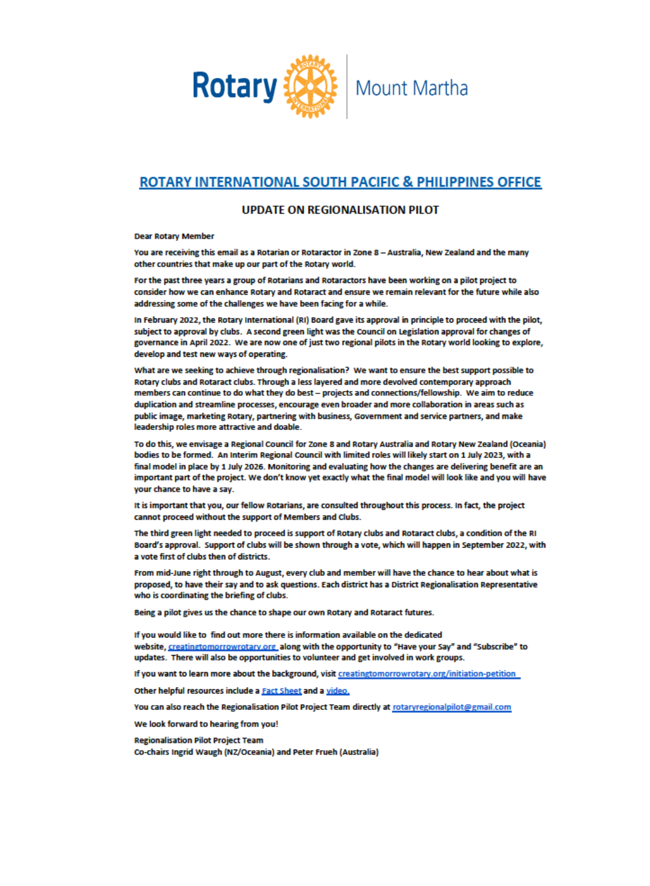Rotary | Mount Martha

## ROTARY INTERNATIONAL SOUTH PACIFIC & PHILIPPINES OFFICE

### UPDATE ON REGIONALISATION PILOT

Dear Rotary Member

You are receiving this email as a Rotarian or Rotaractor in Zone 8 – Australia, New Zealand and the many other countries that make up our part of the Rotary world.

For the past three years a group of Rotarians and Rotaractors have been working on a pilot project to consider how we can enhance Rotary and Rotaract and ensure we remain relevant for the future while also addressing some of the challenges we have been facing for a while.

In February 2022, the Rotary International (RI) Board gave its approval in principle to proceed with the pilot, subject to approval by clubs. A second green light was the Council on Legislation approval for changes of governance in April 2022. We are now one of just two regional pilots in the Rotary world looking to explore, develop and test new ways of operating.

What are we seeking to achieve through regionalisation? We want to ensure the best support possible to Rotary clubs and Rotaract clubs. Through a less layered and more devolved contemporary approach members can continue to do what they do best – projects and connections/fellowship. We aim to reduce duplication and streamline processes, encourage even broader and more collaboration in areas such as public image, marketing Rotary, partnering with business, Government and service partners, and make leadership roles more attractive and doable.

To do this, we envisage a Regional Council for Zone 8 and Rotary Australia and Rotary New Zealand (Oceania) bodies to be formed. An Interim Regional Council with limited roles will likely start on 1 July 2023, with a final model in place by 1 July 2026. Monitoring and evaluating how the changes are delivering benefit are an important part of the project. We don't know yet exactly what the final model will look like and you will have your chance to have a say.

It is important that you, our fellow Rotarians, are consulted throughout this process. In fact, the project cannot proceed without the support of Members and Clubs.

The third green light needed to proceed is support of Rotary clubs and Rotaract clubs, a condition of the RI Board's approval. Support of clubs will be shown through a vote, which will happen in September 2022, with a vote first of clubs then of districts.

From mid-June right through to August, every club and member will have the chance to hear about what is proposed, to have their say and to ask questions. Each district has a District Regionalisation Representative who is coordinating the briefing of clubs.

Being a pilot gives us the chance to shape our own Rotary and Rotaract futures.

If you would like to find out more there is information available on the dedicated website, creatingtomorrowrotary.org along with the opportunity to "Have your Say" and "Subscribe" to updates. There will also be opportunities to volunteer and get involved in work groups.

If you want to learn more about the background, visit creatingtomorrowrotary.org/initiation-petition

Other helpful resources include a Fact Sheet and a video.

You can also reach the Regionalisation Pilot Project Team directly at rotaryregionalpilot@gmail.com

We look forward to hearing from you!

Regionalisation Pilot Project Team
Co-chairs Ingrid Waugh (NZ/Oceania) and Peter Frueh (Australia)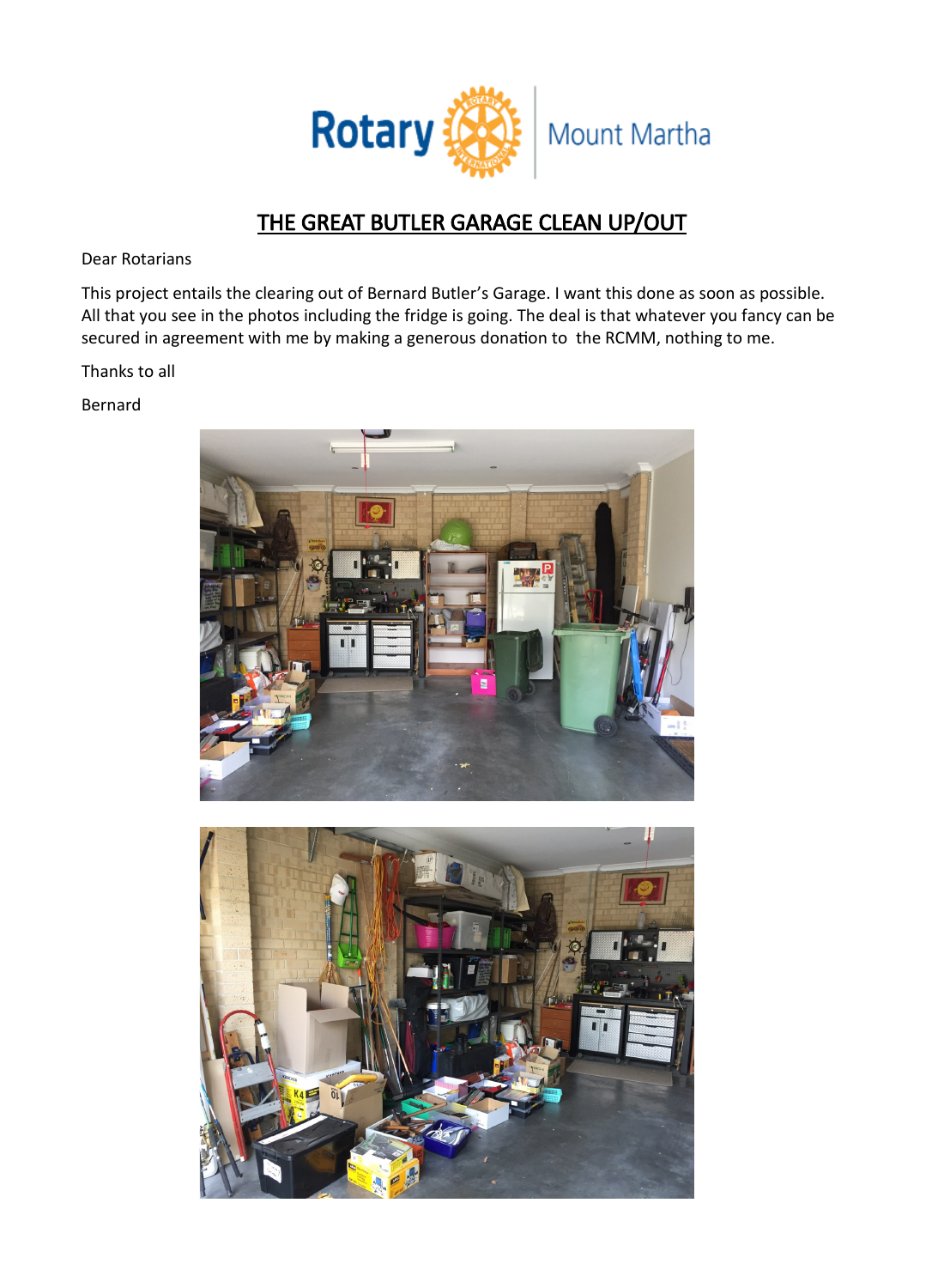Rotary Mount Martha

# THE GREAT BUTLER GARAGE CLEAN UP/OUT

Dear Rotarians

This project entails the clearing out of Bernard Butler's Garage. I want this done as soon as possible. All that you see in the photos including the fridge is going. The deal is that whatever you fancy can be secured in agreement with me by making a generous donation to the RCMM, nothing to me.

Thanks to all

Bernard